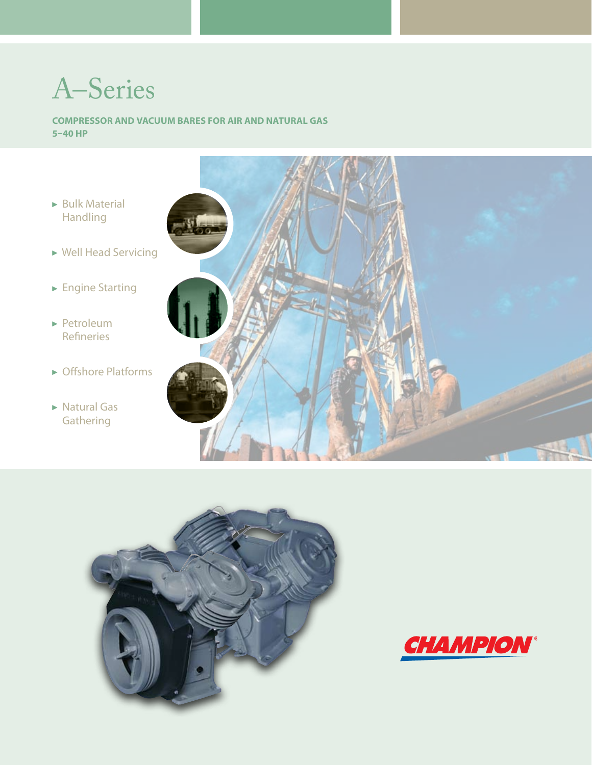# A–Series

**COMPRESSOR AND VACUUM BARES FOR AIR AND NATURAL GAS**
**5–40 HP**

- Bulk Material Handling
- Well Head Servicing
- Engine Starting
- Petroleum Refineries
- Offshore Platforms
- Natural Gas Gathering

CHAMPION®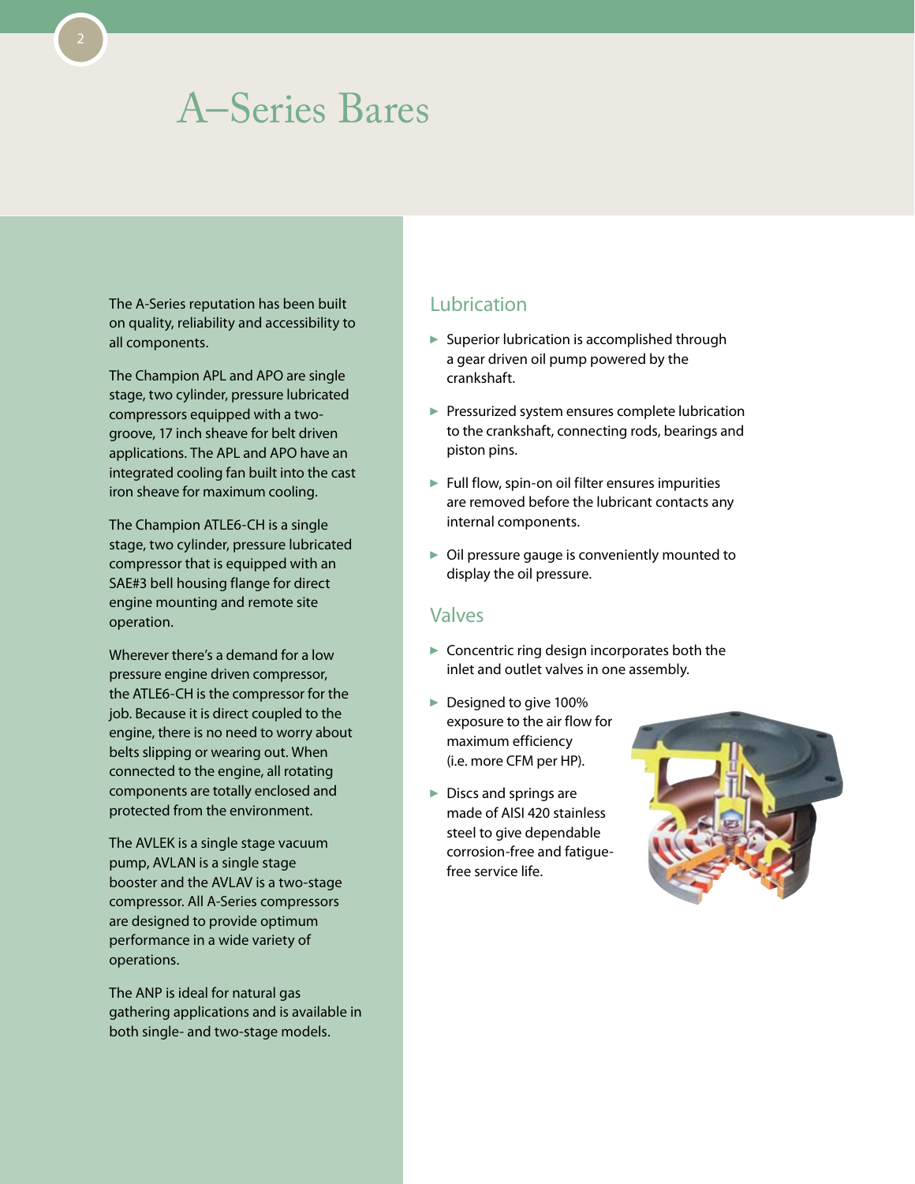# A–Series Bares

The A-Series reputation has been built on quality, reliability and accessibility to all components.

The Champion APL and APO are single stage, two cylinder, pressure lubricated compressors equipped with a two-groove, 17 inch sheave for belt driven applications. The APL and APO have an integrated cooling fan built into the cast iron sheave for maximum cooling.

The Champion ATLE6-CH is a single stage, two cylinder, pressure lubricated compressor that is equipped with an SAE#3 bell housing flange for direct engine mounting and remote site operation.

Wherever there's a demand for a low pressure engine driven compressor, the ATLE6-CH is the compressor for the job. Because it is direct coupled to the engine, there is no need to worry about belts slipping or wearing out. When connected to the engine, all rotating components are totally enclosed and protected from the environment.

The AVLEK is a single stage vacuum pump, AVLAN is a single stage booster and the AVLAV is a two-stage compressor. All A-Series compressors are designed to provide optimum performance in a wide variety of operations.

The ANP is ideal for natural gas gathering applications and is available in both single- and two-stage models.

## Lubrication

- Superior lubrication is accomplished through a gear driven oil pump powered by the crankshaft.
- Pressurized system ensures complete lubrication to the crankshaft, connecting rods, bearings and piston pins.
- Full flow, spin-on oil filter ensures impurities are removed before the lubricant contacts any internal components.
- Oil pressure gauge is conveniently mounted to display the oil pressure.

## Valves

- Concentric ring design incorporates both the inlet and outlet valves in one assembly.
- Designed to give 100% exposure to the air flow for maximum efficiency (i.e. more CFM per HP).
- Discs and springs are made of AISI 420 stainless steel to give dependable corrosion-free and fatigue-free service life.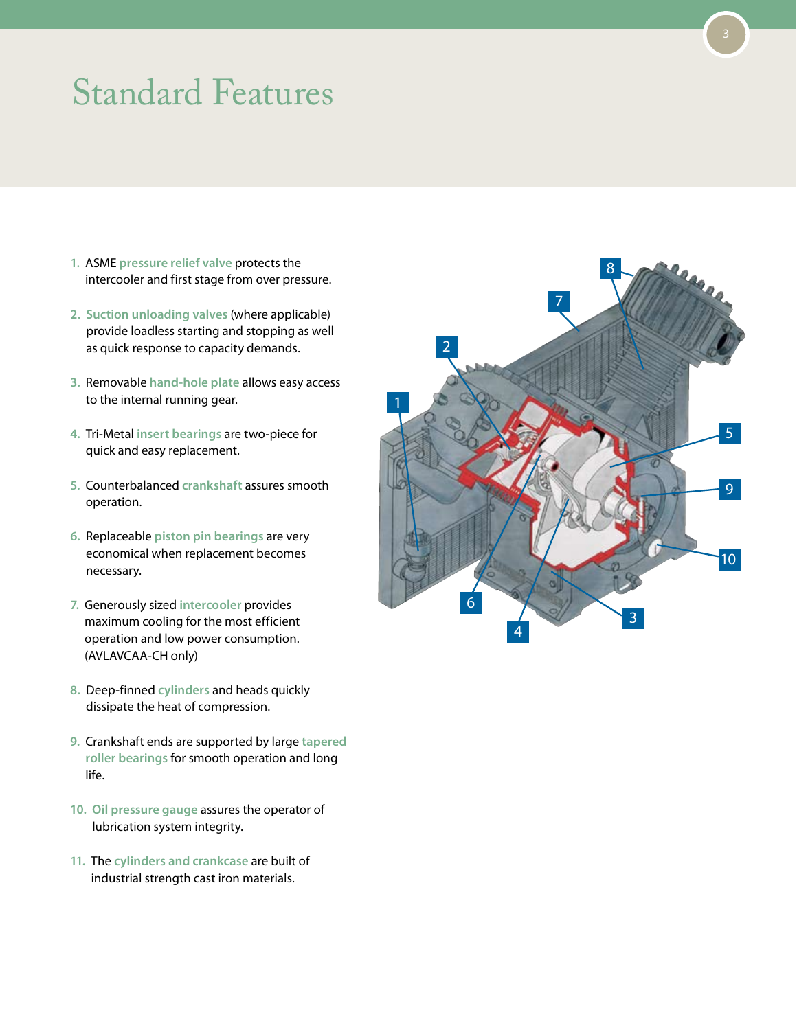# Standard Features

1. ASME **pressure relief valve** protects the intercooler and first stage from over pressure.

2. **Suction unloading valves** (where applicable) provide loadless starting and stopping as well as quick response to capacity demands.

3. Removable **hand-hole plate** allows easy access to the internal running gear.

4. Tri-Metal **insert bearings** are two-piece for quick and easy replacement.

5. Counterbalanced **crankshaft** assures smooth operation.

6. Replaceable **piston pin bearings** are very economical when replacement becomes necessary.

7. Generously sized **intercooler** provides maximum cooling for the most efficient operation and low power consumption. (AVLAVCAA-CH only)

8. Deep-finned **cylinders** and heads quickly dissipate the heat of compression.

9. Crankshaft ends are supported by large **tapered roller bearings** for smooth operation and long life.

10. **Oil pressure gauge** assures the operator of lubrication system integrity.

11. The **cylinders and crankcase** are built of industrial strength cast iron materials.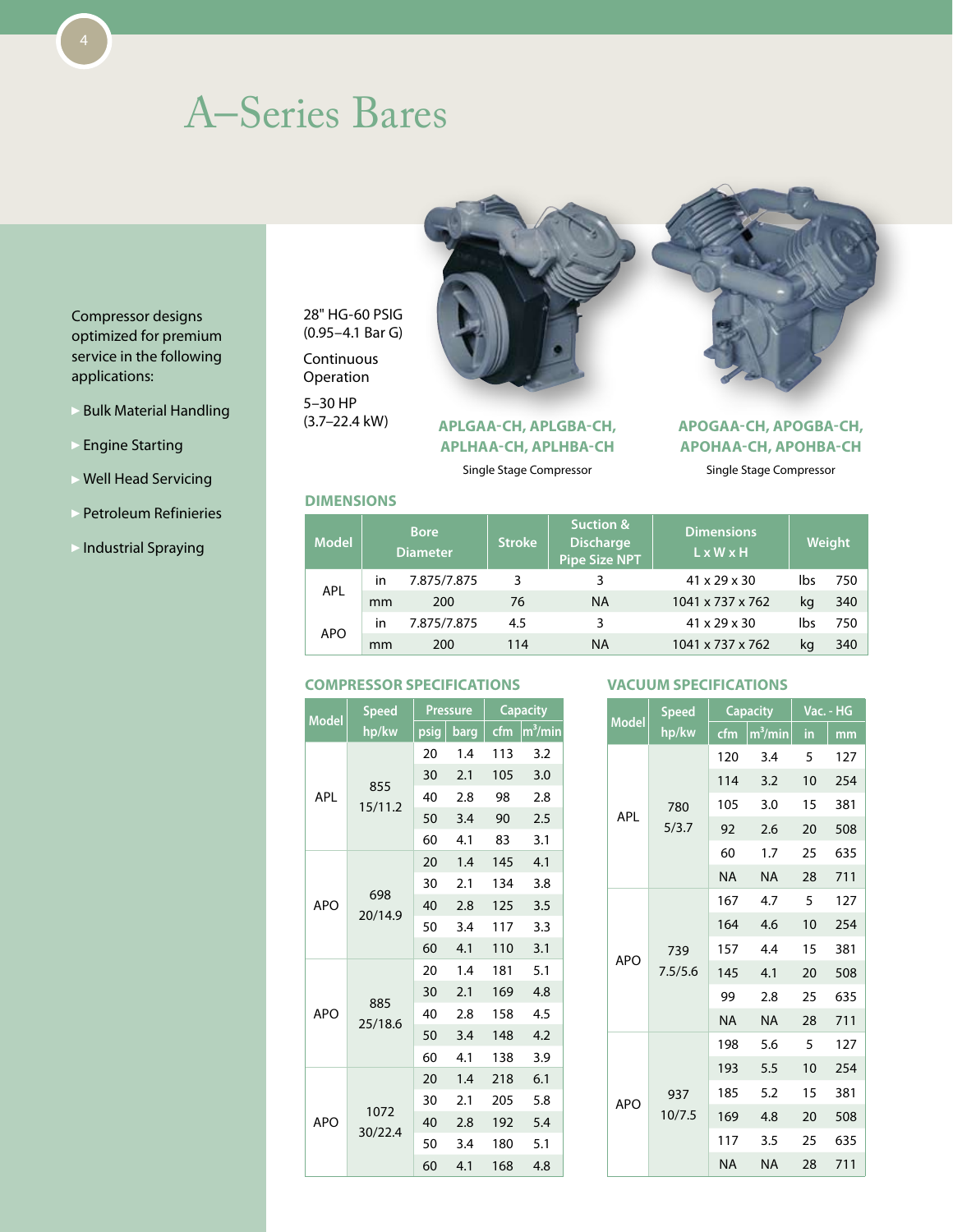# A–Series Bares

Compressor designs optimized for premium service in the following applications:

- Bulk Material Handling
- Engine Starting
- Well Head Servicing
- Petroleum Refinieries
- Industrial Spraying

28" HG-60 PSIG
(0.95–4.1 Bar G)

Continuous Operation

5–30 HP
(3.7–22.4 kW)

**APLGAA-CH, APLGBA-CH, APLHAA-CH, APLHBA-CH**

Single Stage Compressor

**APOGAA-CH, APOGBA-CH, APOHAA-CH, APOHBA-CH**

Single Stage Compressor

## DIMENSIONS

| Model | Bore Diameter | | Stroke | Suction & Discharge Pipe Size NPT | Dimensions L x W x H | Weight | |
|---|---|---|---|---|---|---|---|
| APL | in | 7.875/7.875 | 3 | 3 | 41 x 29 x 30 | lbs | 750 |
| | mm | 200 | 76 | NA | 1041 x 737 x 762 | kg | 340 |
| APO | in | 7.875/7.875 | 4.5 | 3 | 41 x 29 x 30 | lbs | 750 |
| | mm | 200 | 114 | NA | 1041 x 737 x 762 | kg | 340 |

## COMPRESSOR SPECIFICATIONS

| Model | Speed hp/kw | Pressure | | Capacity | |
|---|---|---|---|---|---|
| | | psig | barg | cfm | $m^3/min$ |
| APL | 855 15/11.2 | 20 | 1.4 | 113 | 3.2 |
| | | 30 | 2.1 | 105 | 3.0 |
| | | 40 | 2.8 | 98 | 2.8 |
| | | 50 | 3.4 | 90 | 2.5 |
| | | 60 | 4.1 | 83 | 3.1 |
| APO | 698 20/14.9 | 20 | 1.4 | 145 | 4.1 |
| | | 30 | 2.1 | 134 | 3.8 |
| | | 40 | 2.8 | 125 | 3.5 |
| | | 50 | 3.4 | 117 | 3.3 |
| | | 60 | 4.1 | 110 | 3.1 |
| APO | 885 25/18.6 | 20 | 1.4 | 181 | 5.1 |
| | | 30 | 2.1 | 169 | 4.8 |
| | | 40 | 2.8 | 158 | 4.5 |
| | | 50 | 3.4 | 148 | 4.2 |
| | | 60 | 4.1 | 138 | 3.9 |
| APO | 1072 30/22.4 | 20 | 1.4 | 218 | 6.1 |
| | | 30 | 2.1 | 205 | 5.8 |
| | | 40 | 2.8 | 192 | 5.4 |
| | | 50 | 3.4 | 180 | 5.1 |
| | | 60 | 4.1 | 168 | 4.8 |

## VACUUM SPECIFICATIONS

| Model | Speed hp/kw | Capacity | | Vac. - HG | |
|---|---|---|---|---|---|
| | | cfm | $m^3/min$ | in | mm |
| APL | 780 5/3.7 | 120 | 3.4 | 5 | 127 |
| | | 114 | 3.2 | 10 | 254 |
| | | 105 | 3.0 | 15 | 381 |
| | | 92 | 2.6 | 20 | 508 |
| | | 60 | 1.7 | 25 | 635 |
| | | NA | NA | 28 | 711 |
| APO | 739 7.5/5.6 | 167 | 4.7 | 5 | 127 |
| | | 164 | 4.6 | 10 | 254 |
| | | 157 | 4.4 | 15 | 381 |
| | | 145 | 4.1 | 20 | 508 |
| | | 99 | 2.8 | 25 | 635 |
| | | NA | NA | 28 | 711 |
| APO | 937 10/7.5 | 198 | 5.6 | 5 | 127 |
| | | 193 | 5.5 | 10 | 254 |
| | | 185 | 5.2 | 15 | 381 |
| | | 169 | 4.8 | 20 | 508 |
| | | 117 | 3.5 | 25 | 635 |
| | | NA | NA | 28 | 711 |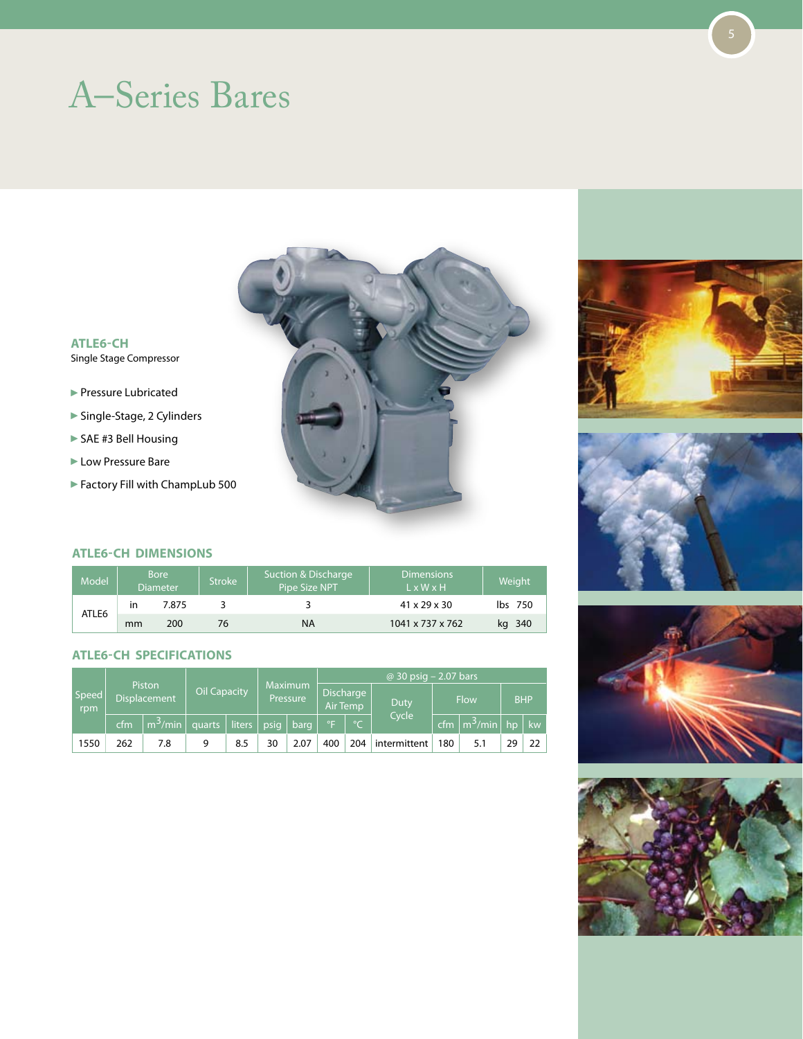# A–Series Bares

**ATLE6-CH**
Single Stage Compressor

- Pressure Lubricated
- Single-Stage, 2 Cylinders
- SAE #3 Bell Housing
- Low Pressure Bare
- Factory Fill with ChampLub 500

### ATLE6-CH DIMENSIONS

| Model | | Bore Diameter | Stroke | Suction & Discharge Pipe Size NPT | Dimensions L x W x H | Weight |
|---|---|---|---|---|---|---|
| ATLE6 | in | 7.875 | 3 | 3 | 41 x 29 x 30 | lbs 750 |
| | mm | 200 | 76 | NA | 1041 x 737 x 762 | kg 340 |

### ATLE6-CH SPECIFICATIONS

| Speed rpm | Piston Displacement | | Oil Capacity | | Maximum Pressure | | @ 30 psig – 2.07 bars | | | | | | |
|---|---|---|---|---|---|---|---|---|---|---|---|---|---|
| | | | | | | | Discharge Air Temp | | Duty Cycle | Flow | | BHP | |
| | cfm | $m^3$/min | quarts | liters | psig | barg | °F | °C | | cfm | $m^3$/min | hp | kw |
| 1550 | 262 | 7.8 | 9 | 8.5 | 30 | 2.07 | 400 | 204 | intermittent | 180 | 5.1 | 29 | 22 |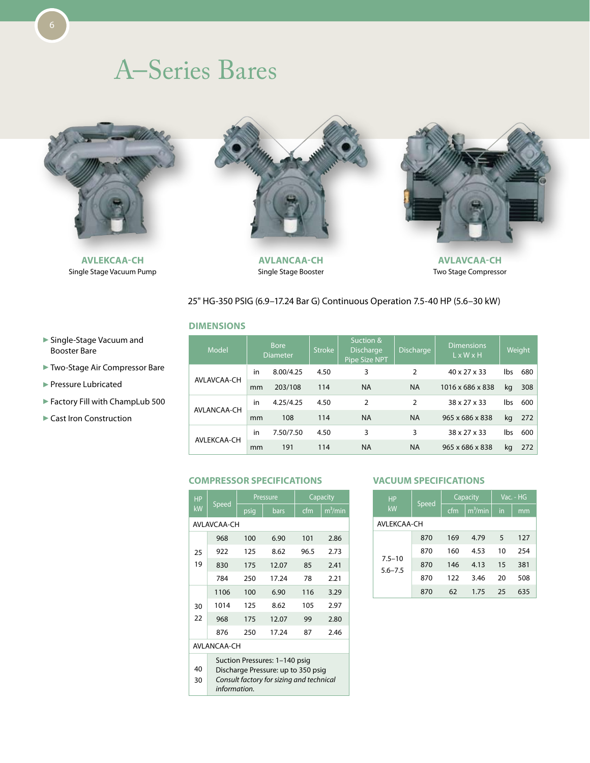# A–Series Bares

**AVLEKCAA-CH**
Single Stage Vacuum Pump

**AVLANCAA-CH**
Single Stage Booster

**AVLAVCAA-CH**
Two Stage Compressor

25" HG-350 PSIG (6.9–17.24 Bar G) Continuous Operation 7.5-40 HP (5.6–30 kW)

- Single-Stage Vacuum and Booster Bare
- Two-Stage Air Compressor Bare
- Pressure Lubricated
- Factory Fill with ChampLub 500
- Cast Iron Construction

## DIMENSIONS

| Model | | Bore Diameter | Stroke | Suction & Discharge Pipe Size NPT | Discharge | Dimensions L x W x H | Weight | |
|---|---|---|---|---|---|---|---|---|
| AVLAVCAA-CH | in | 8.00/4.25 | 4.50 | 3 | 2 | 40 x 27 x 33 | lbs | 680 |
| | mm | 203/108 | 114 | NA | NA | 1016 x 686 x 838 | kg | 308 |
| AVLANCAA-CH | in | 4.25/4.25 | 4.50 | 2 | 2 | 38 x 27 x 33 | lbs | 600 |
| | mm | 108 | 114 | NA | NA | 965 x 686 x 838 | kg | 272 |
| AVLEKCAA-CH | in | 7.50/7.50 | 4.50 | 3 | 3 | 38 x 27 x 33 | lbs | 600 |
| | mm | 191 | 114 | NA | NA | 965 x 686 x 838 | kg | 272 |

## COMPRESSOR SPECIFICATIONS

| HP kW | Speed | Pressure | | Capacity | |
|---|---|---|---|---|---|
| | | psig | bars | cfm | $m^3$/min |
| AVLAVCAA-CH | | | | | |
| 25 19 | 968 | 100 | 6.90 | 101 | 2.86 |
| | 922 | 125 | 8.62 | 96.5 | 2.73 |
| | 830 | 175 | 12.07 | 85 | 2.41 |
| | 784 | 250 | 17.24 | 78 | 2.21 |
| 30 22 | 1106 | 100 | 6.90 | 116 | 3.29 |
| | 1014 | 125 | 8.62 | 105 | 2.97 |
| | 968 | 175 | 12.07 | 99 | 2.80 |
| | 876 | 250 | 17.24 | 87 | 2.46 |
| AVLANCAA-CH | | | | | |
| 40 30 | Suction Pressures: 1–140 psig<br>Discharge Pressure: up to 350 psig<br>*Consult factory for sizing and technical information.* | | | | |

## VACUUM SPECIFICATIONS

| HP kW | Speed | Capacity | | Vac. - HG | |
|---|---|---|---|---|---|
| | | cfm | $m^3$/min | in | mm |
| AVLEKCAA-CH | | | | | |
| 7.5–10 5.6–7.5 | 870 | 169 | 4.79 | 5 | 127 |
| | 870 | 160 | 4.53 | 10 | 254 |
| | 870 | 146 | 4.13 | 15 | 381 |
| | 870 | 122 | 3.46 | 20 | 508 |
| | 870 | 62 | 1.75 | 25 | 635 |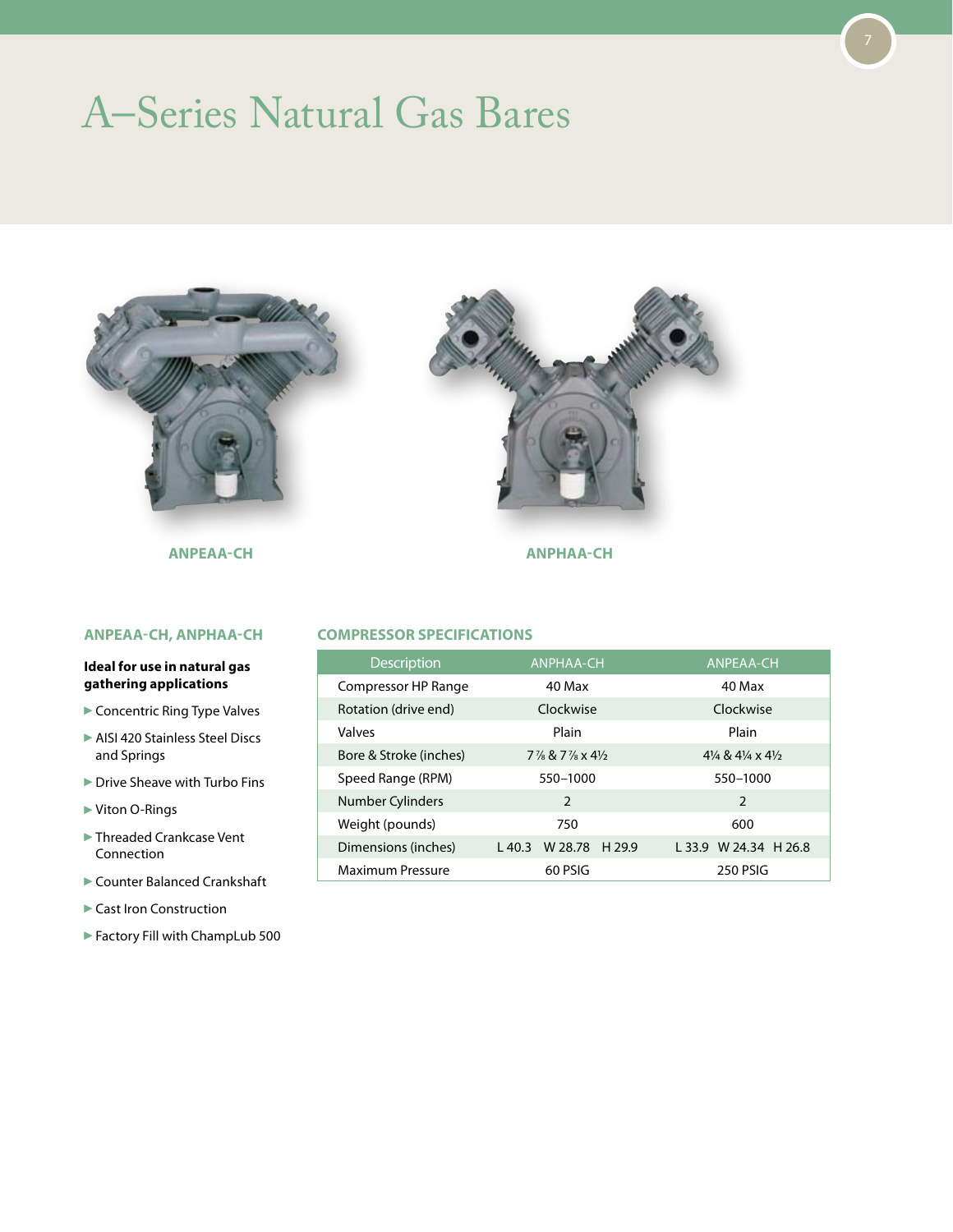# A–Series Natural Gas Bares

ANPEAA-CH

ANPHAA-CH

## ANPEAA-CH, ANPHAA-CH

**Ideal for use in natural gas gathering applications**

- Concentric Ring Type Valves
- AISI 420 Stainless Steel Discs and Springs
- Drive Sheave with Turbo Fins
- Viton O-Rings
- Threaded Crankcase Vent Connection
- Counter Balanced Crankshaft
- Cast Iron Construction
- Factory Fill with ChampLub 500

## COMPRESSOR SPECIFICATIONS

| Description | ANPHAA-CH | ANPEAA-CH |
|---|---|---|
| Compressor HP Range | 40 Max | 40 Max |
| Rotation (drive end) | Clockwise | Clockwise |
| Valves | Plain | Plain |
| Bore & Stroke (inches) | 7⅞ & 7⅞ x 4½ | 4¼ & 4¼ x 4½ |
| Speed Range (RPM) | 550–1000 | 550–1000 |
| Number Cylinders | 2 | 2 |
| Weight (pounds) | 750 | 600 |
| Dimensions (inches) | L 40.3 W 28.78 H 29.9 | L 33.9 W 24.34 H 26.8 |
| Maximum Pressure | 60 PSIG | 250 PSIG |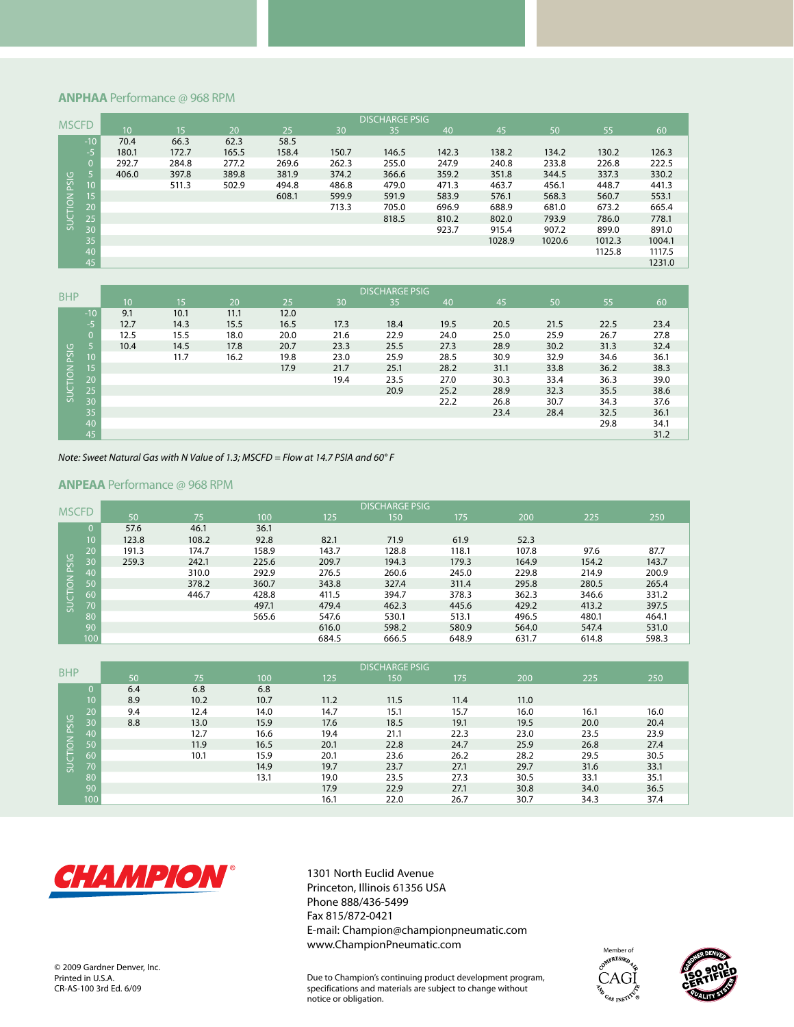## ANPHAA Performance @ 968 RPM

| MSCFD | DISCHARGE PSIG | | | | | | | | | | |
|---|---|---|---|---|---|---|---|---|---|---|---|
| SUCTION PSIG | 10 | 15 | 20 | 25 | 30 | 35 | 40 | 45 | 50 | 55 | 60 |
| -10 | 70.4 | 66.3 | 62.3 | 58.5 | | | | | | | |
| -5 | 180.1 | 172.7 | 165.5 | 158.4 | 150.7 | 146.5 | 142.3 | 138.2 | 134.2 | 130.2 | 126.3 |
| 0 | 292.7 | 284.8 | 277.2 | 269.6 | 262.3 | 255.0 | 247.9 | 240.8 | 233.8 | 226.8 | 222.5 |
| 5 | 406.0 | 397.8 | 389.8 | 381.9 | 374.2 | 366.6 | 359.2 | 351.8 | 344.5 | 337.3 | 330.2 |
| 10 | | 511.3 | 502.9 | 494.8 | 486.8 | 479.0 | 471.3 | 463.7 | 456.1 | 448.7 | 441.3 |
| 15 | | | | 608.1 | 599.9 | 591.9 | 583.9 | 576.1 | 568.3 | 560.7 | 553.1 |
| 20 | | | | | 713.3 | 705.0 | 696.9 | 688.9 | 681.0 | 673.2 | 665.4 |
| 25 | | | | | | 818.5 | 810.2 | 802.0 | 793.9 | 786.0 | 778.1 |
| 30 | | | | | | | 923.7 | 915.4 | 907.2 | 899.0 | 891.0 |
| 35 | | | | | | | | 1028.9 | 1020.6 | 1012.3 | 1004.1 |
| 40 | | | | | | | | | | 1125.8 | 1117.5 |
| 45 | | | | | | | | | | | 1231.0 |

| BHP | DISCHARGE PSIG | | | | | | | | | | |
|---|---|---|---|---|---|---|---|---|---|---|---|
| SUCTION PSIG | 10 | 15 | 20 | 25 | 30 | 35 | 40 | 45 | 50 | 55 | 60 |
| -10 | 9.1 | 10.1 | 11.1 | 12.0 | | | | | | | |
| -5 | 12.7 | 14.3 | 15.5 | 16.5 | 17.3 | 18.4 | 19.5 | 20.5 | 21.5 | 22.5 | 23.4 |
| 0 | 12.5 | 15.5 | 18.0 | 20.0 | 21.6 | 22.9 | 24.0 | 25.0 | 25.9 | 26.7 | 27.8 |
| 5 | 10.4 | 14.5 | 17.8 | 20.7 | 23.3 | 25.5 | 27.3 | 28.9 | 30.2 | 31.3 | 32.4 |
| 10 | | 11.7 | 16.2 | 19.8 | 23.0 | 25.9 | 28.5 | 30.9 | 32.9 | 34.6 | 36.1 |
| 15 | | | | 17.9 | 21.7 | 25.1 | 28.2 | 31.1 | 33.8 | 36.2 | 38.3 |
| 20 | | | | | 19.4 | 23.5 | 27.0 | 30.3 | 33.4 | 36.3 | 39.0 |
| 25 | | | | | | 20.9 | 25.2 | 28.9 | 32.3 | 35.5 | 38.6 |
| 30 | | | | | | | 22.2 | 26.8 | 30.7 | 34.3 | 37.6 |
| 35 | | | | | | | | 23.4 | 28.4 | 32.5 | 36.1 |
| 40 | | | | | | | | | | 29.8 | 34.1 |
| 45 | | | | | | | | | | | 31.2 |

*Note: Sweet Natural Gas with N Value of 1.3; MSCFD = Flow at 14.7 PSIA and 60° F*

## ANPEAA Performance @ 968 RPM

| MSCFD | DISCHARGE PSIG | | | | | | | | |
|---|---|---|---|---|---|---|---|---|---|
| SUCTION PSIG | 50 | 75 | 100 | 125 | 150 | 175 | 200 | 225 | 250 |
| 0 | 57.6 | 46.1 | 36.1 | | | | | | |
| 10 | 123.8 | 108.2 | 92.8 | 82.1 | 71.9 | 61.9 | 52.3 | | |
| 20 | 191.3 | 174.7 | 158.9 | 143.7 | 128.8 | 118.1 | 107.8 | 97.6 | 87.7 |
| 30 | 259.3 | 242.1 | 225.6 | 209.7 | 194.3 | 179.3 | 164.9 | 154.2 | 143.7 |
| 40 | | 310.0 | 292.9 | 276.5 | 260.6 | 245.0 | 229.8 | 214.9 | 200.9 |
| 50 | | 378.2 | 360.7 | 343.8 | 327.4 | 311.4 | 295.8 | 280.5 | 265.4 |
| 60 | | 446.7 | 428.8 | 411.5 | 394.7 | 378.3 | 362.3 | 346.6 | 331.2 |
| 70 | | | 497.1 | 479.4 | 462.3 | 445.6 | 429.2 | 413.2 | 397.5 |
| 80 | | | 565.6 | 547.6 | 530.1 | 513.1 | 496.5 | 480.1 | 464.1 |
| 90 | | | | 616.0 | 598.2 | 580.9 | 564.0 | 547.4 | 531.0 |
| 100 | | | | 684.5 | 666.5 | 648.9 | 631.7 | 614.8 | 598.3 |

| BHP | DISCHARGE PSIG | | | | | | | | |
|---|---|---|---|---|---|---|---|---|---|
| SUCTION PSIG | 50 | 75 | 100 | 125 | 150 | 175 | 200 | 225 | 250 |
| 0 | 6.4 | 6.8 | 6.8 | | | | | | |
| 10 | 8.9 | 10.2 | 10.7 | 11.2 | 11.5 | 11.4 | 11.0 | | |
| 20 | 9.4 | 12.4 | 14.0 | 14.7 | 15.1 | 15.7 | 16.0 | 16.1 | 16.0 |
| 30 | 8.8 | 13.0 | 15.9 | 17.6 | 18.5 | 19.1 | 19.5 | 20.0 | 20.4 |
| 40 | | 12.7 | 16.6 | 19.4 | 21.1 | 22.3 | 23.0 | 23.5 | 23.9 |
| 50 | | 11.9 | 16.5 | 20.1 | 22.8 | 24.7 | 25.9 | 26.8 | 27.4 |
| 60 | | 10.1 | 15.9 | 20.1 | 23.6 | 26.2 | 28.2 | 29.5 | 30.5 |
| 70 | | | 14.9 | 19.7 | 23.7 | 27.1 | 29.7 | 31.6 | 33.1 |
| 80 | | | 13.1 | 19.0 | 23.5 | 27.3 | 30.5 | 33.1 | 35.1 |
| 90 | | | | 17.9 | 22.9 | 27.1 | 30.8 | 34.0 | 36.5 |
| 100 | | | | 16.1 | 22.0 | 26.7 | 30.7 | 34.3 | 37.4 |

CHAMPION®

1301 North Euclid Avenue
Princeton, Illinois 61356 USA
Phone 888/436-5499
Fax 815/872-0421
E-mail: Champion@championpneumatic.com
www.ChampionPneumatic.com

© 2009 Gardner Denver, Inc.
Printed in U.S.A.
CR-AS-100 3rd Ed. 6/09

Due to Champion's continuing product development program, specifications and materials are subject to change without notice or obligation.

Member of Compressed Air and Gas Institute CAGI®

Gardner Denver ISO 9001 Certified Quality System